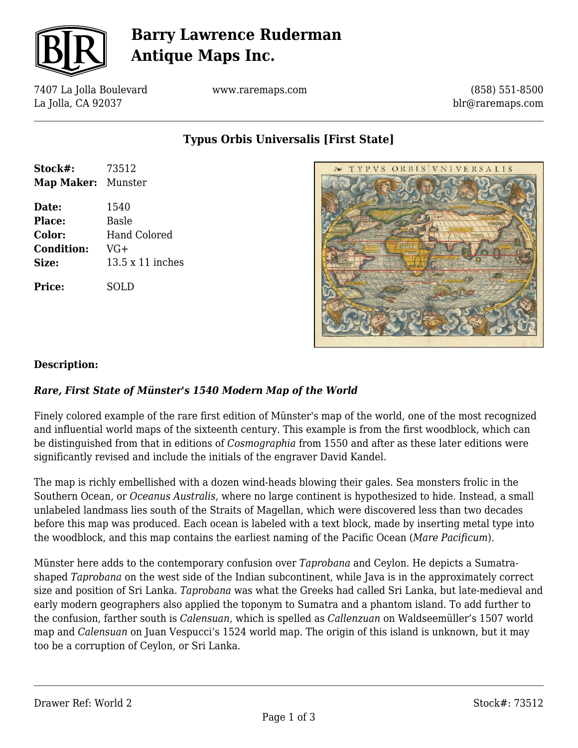# Barry Lawrence Ruderman Antique Maps Inc.

7407 La Jolla Boulevard
La Jolla, CA 92037

www.raremaps.com

(858) 551-8500
blr@raremaps.com

## Typus Orbis Universalis [First State]

**Stock#:** 73512
**Map Maker:** Munster

**Date:** 1540
**Place:** Basle
**Color:** Hand Colored
**Condition:** VG+
**Size:** 13.5 x 11 inches

**Price:** SOLD

### Description:

***Rare, First State of Münster's 1540 Modern Map of the World***

Finely colored example of the rare first edition of Münster's map of the world, one of the most recognized and influential world maps of the sixteenth century. This example is from the first woodblock, which can be distinguished from that in editions of *Cosmographia* from 1550 and after as these later editions were significantly revised and include the initials of the engraver David Kandel.

The map is richly embellished with a dozen wind-heads blowing their gales. Sea monsters frolic in the Southern Ocean, or *Oceanus Australis*, where no large continent is hypothesized to hide. Instead, a small unlabeled landmass lies south of the Straits of Magellan, which were discovered less than two decades before this map was produced. Each ocean is labeled with a text block, made by inserting metal type into the woodblock, and this map contains the earliest naming of the Pacific Ocean (*Mare Pacificum*).

Münster here adds to the contemporary confusion over *Taprobana* and Ceylon. He depicts a Sumatra-shaped *Taprobana* on the west side of the Indian subcontinent, while Java is in the approximately correct size and position of Sri Lanka. *Taprobana* was what the Greeks had called Sri Lanka, but late-medieval and early modern geographers also applied the toponym to Sumatra and a phantom island. To add further to the confusion, farther south is *Calensuan*, which is spelled as *Callenzuan* on Waldseemüller's 1507 world map and *Calensuan* on Juan Vespucci's 1524 world map. The origin of this island is unknown, but it may too be a corruption of Ceylon, or Sri Lanka.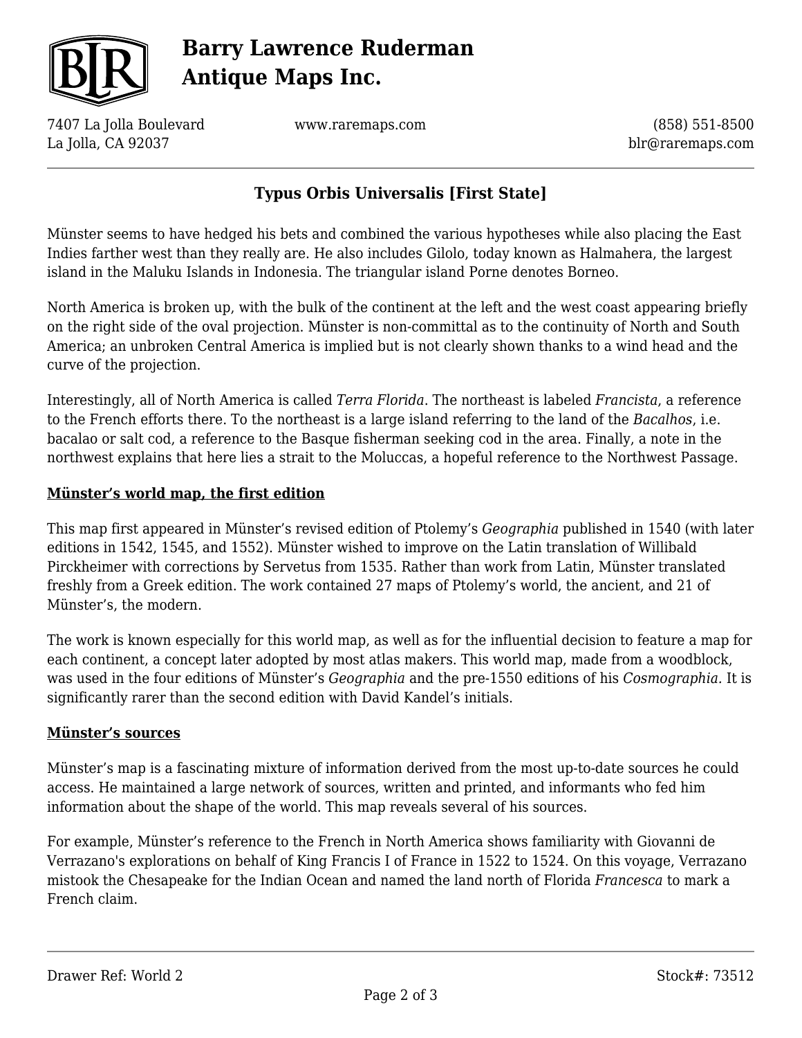## Typus Orbis Universalis [First State]

Münster seems to have hedged his bets and combined the various hypotheses while also placing the East Indies farther west than they really are. He also includes Gilolo, today known as Halmahera, the largest island in the Maluku Islands in Indonesia. The triangular island Porne denotes Borneo.

North America is broken up, with the bulk of the continent at the left and the west coast appearing briefly on the right side of the oval projection. Münster is non-committal as to the continuity of North and South America; an unbroken Central America is implied but is not clearly shown thanks to a wind head and the curve of the projection.

Interestingly, all of North America is called *Terra Florida*. The northeast is labeled *Francista*, a reference to the French efforts there. To the northeast is a large island referring to the land of the *Bacalhos*, i.e. bacalao or salt cod, a reference to the Basque fisherman seeking cod in the area. Finally, a note in the northwest explains that here lies a strait to the Moluccas, a hopeful reference to the Northwest Passage.

**Münster's world map, the first edition**

This map first appeared in Münster's revised edition of Ptolemy's *Geographia* published in 1540 (with later editions in 1542, 1545, and 1552). Münster wished to improve on the Latin translation of Willibald Pirckheimer with corrections by Servetus from 1535. Rather than work from Latin, Münster translated freshly from a Greek edition. The work contained 27 maps of Ptolemy's world, the ancient, and 21 of Münster's, the modern.

The work is known especially for this world map, as well as for the influential decision to feature a map for each continent, a concept later adopted by most atlas makers. This world map, made from a woodblock, was used in the four editions of Münster's *Geographia* and the pre-1550 editions of his *Cosmographia*. It is significantly rarer than the second edition with David Kandel's initials.

**Münster's sources**

Münster's map is a fascinating mixture of information derived from the most up-to-date sources he could access. He maintained a large network of sources, written and printed, and informants who fed him information about the shape of the world. This map reveals several of his sources.

For example, Münster's reference to the French in North America shows familiarity with Giovanni de Verrazano's explorations on behalf of King Francis I of France in 1522 to 1524. On this voyage, Verrazano mistook the Chesapeake for the Indian Ocean and named the land north of Florida *Francesca* to mark a French claim.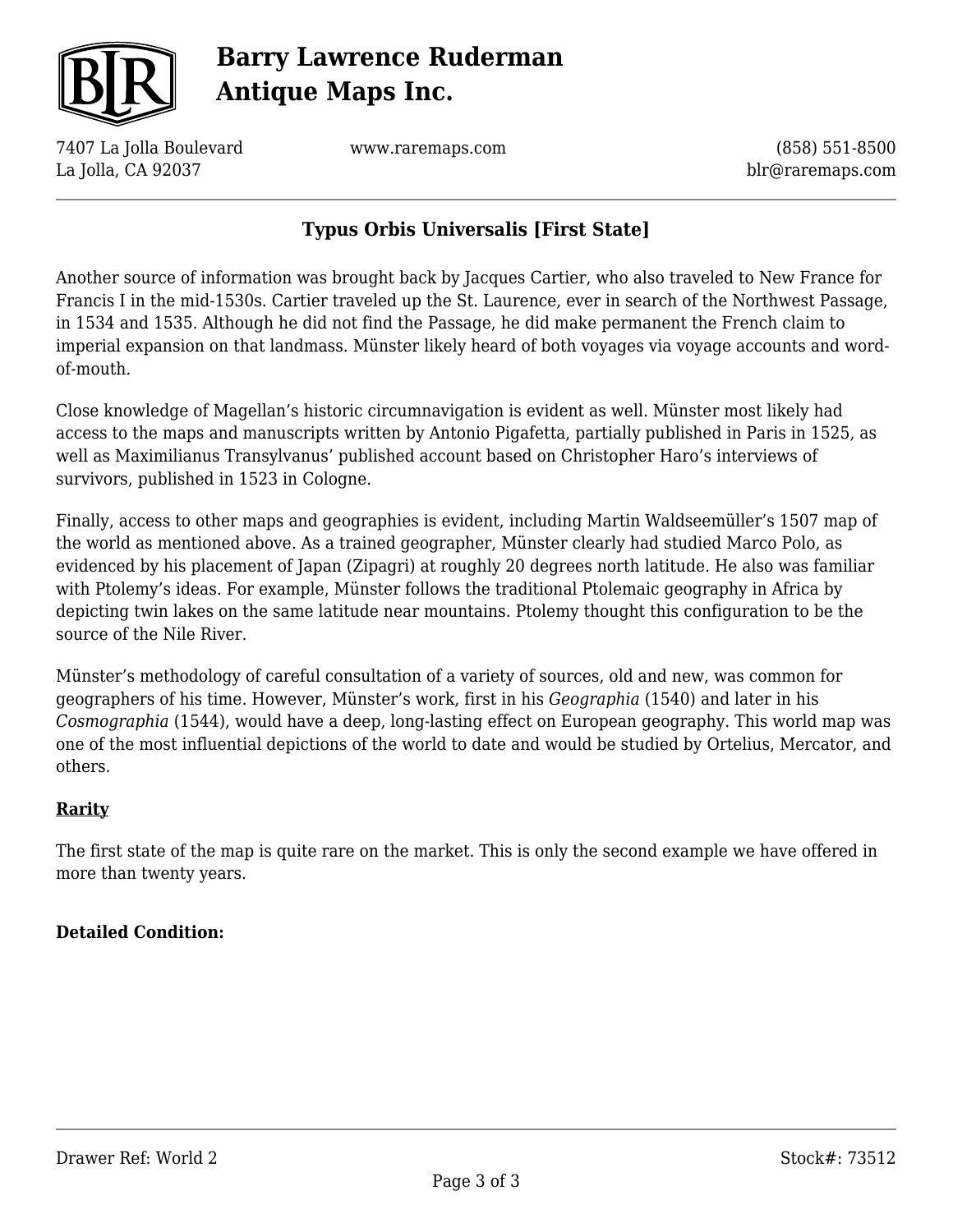## Typus Orbis Universalis [First State]

Another source of information was brought back by Jacques Cartier, who also traveled to New France for Francis I in the mid-1530s. Cartier traveled up the St. Laurence, ever in search of the Northwest Passage, in 1534 and 1535. Although he did not find the Passage, he did make permanent the French claim to imperial expansion on that landmass. Münster likely heard of both voyages via voyage accounts and word-of-mouth.

Close knowledge of Magellan's historic circumnavigation is evident as well. Münster most likely had access to the maps and manuscripts written by Antonio Pigafetta, partially published in Paris in 1525, as well as Maximilianus Transylvanus' published account based on Christopher Haro's interviews of survivors, published in 1523 in Cologne.

Finally, access to other maps and geographies is evident, including Martin Waldseemüller's 1507 map of the world as mentioned above. As a trained geographer, Münster clearly had studied Marco Polo, as evidenced by his placement of Japan (Zipagri) at roughly 20 degrees north latitude. He also was familiar with Ptolemy's ideas. For example, Münster follows the traditional Ptolemaic geography in Africa by depicting twin lakes on the same latitude near mountains. Ptolemy thought this configuration to be the source of the Nile River.

Münster's methodology of careful consultation of a variety of sources, old and new, was common for geographers of his time. However, Münster's work, first in his *Geographia* (1540) and later in his *Cosmographia* (1544), would have a deep, long-lasting effect on European geography. This world map was one of the most influential depictions of the world to date and would be studied by Ortelius, Mercator, and others.

**Rarity**

The first state of the map is quite rare on the market. This is only the second example we have offered in more than twenty years.

**Detailed Condition:**